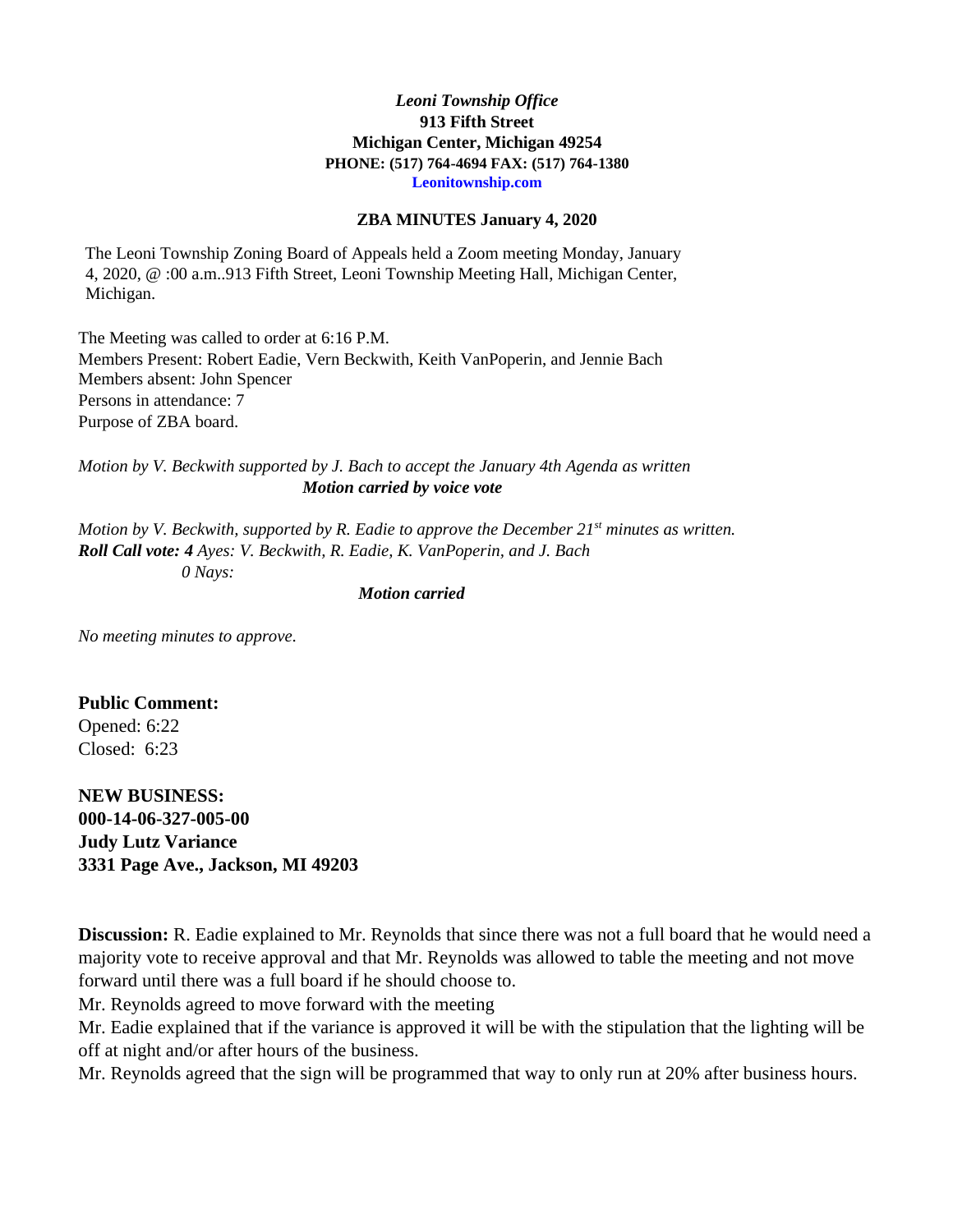***Leoni Township Office***
**913 Fifth Street**
**Michigan Center, Michigan 49254**
**PHONE: (517) 764-4694 FAX: (517) 764-1380**
**Leonitownship.com**

**ZBA MINUTES January 4, 2020**

The Leoni Township Zoning Board of Appeals held a Zoom meeting Monday, January 4, 2020, @ :00 a.m..913 Fifth Street, Leoni Township Meeting Hall, Michigan Center, Michigan.

The Meeting was called to order at 6:16 P.M.
Members Present: Robert Eadie, Vern Beckwith, Keith VanPoperin, and Jennie Bach
Members absent: John Spencer
Persons in attendance: 7
Purpose of ZBA board.

*Motion by V. Beckwith supported by J. Bach to accept the January 4th Agenda as written*
***Motion carried by voice vote***

*Motion by V. Beckwith, supported by R. Eadie to approve the December 21st minutes as written.*
***Roll Call vote: 4*** *Ayes: V. Beckwith, R. Eadie, K. VanPoperin, and J. Bach*
*0 Nays:*

***Motion carried***

*No meeting minutes to approve.*

**Public Comment:**
Opened: 6:22
Closed: 6:23

**NEW BUSINESS:**
**000-14-06-327-005-00**
**Judy Lutz Variance**
**3331 Page Ave., Jackson, MI 49203**

**Discussion:** R. Eadie explained to Mr. Reynolds that since there was not a full board that he would need a majority vote to receive approval and that Mr. Reynolds was allowed to table the meeting and not move forward until there was a full board if he should choose to.
Mr. Reynolds agreed to move forward with the meeting
Mr. Eadie explained that if the variance is approved it will be with the stipulation that the lighting will be off at night and/or after hours of the business.
Mr. Reynolds agreed that the sign will be programmed that way to only run at 20% after business hours.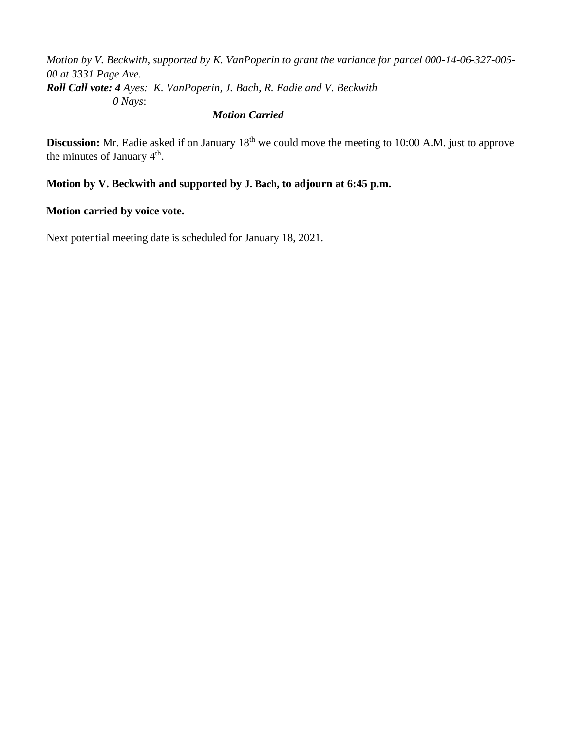*Motion by V. Beckwith, supported by K. VanPoperin to grant the variance for parcel 000-14-06-327-005-00 at 3331 Page Ave.*
***Roll Call vote: 4** Ayes: K. VanPoperin, J. Bach, R. Eadie and V. Beckwith*
*0 Nays*:

***Motion Carried***

**Discussion:** Mr. Eadie asked if on January 18th we could move the meeting to 10:00 A.M. just to approve the minutes of January 4th.

**Motion by V. Beckwith and supported by J. Bach, to adjourn at 6:45 p.m.**

**Motion carried by voice vote.**

Next potential meeting date is scheduled for January 18, 2021.